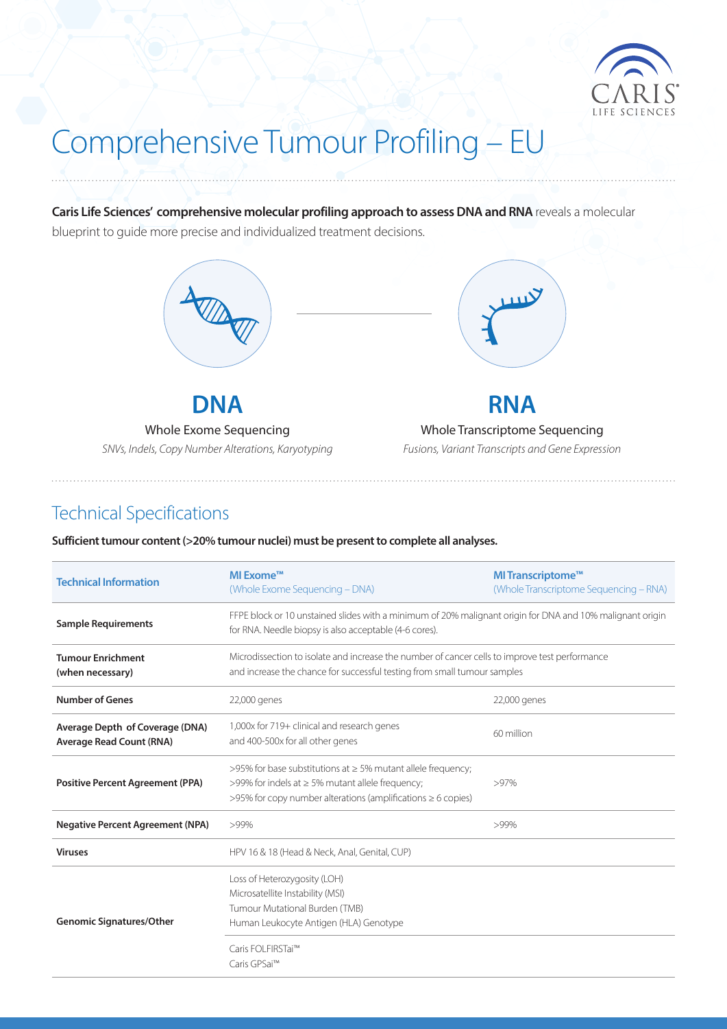# Comprehensive Tumour Profiling – EU

**Caris Life Sciences' comprehensive molecular profiling approach to assess DNA and RNA** reveals a molecular blueprint to guide more precise and individualized treatment decisions.

**DNA**

Whole Exome Sequencing

*SNVs, Indels, Copy Number Alterations, Karyotyping*

**RNA**

Whole Transcriptome Sequencing

*Fusions, Variant Transcripts and Gene Expression*

## Technical Specifications

**Sufficient tumour content (>20% tumour nuclei) must be present to complete all analyses.**

| Technical Information | MI Exome™ (Whole Exome Sequencing – DNA) | MI Transcriptome™ (Whole Transcriptome Sequencing – RNA) |
|---|---|---|
| **Sample Requirements** | FFPE block or 10 unstained slides with a minimum of 20% malignant origin for DNA and 10% malignant origin for RNA. Needle biopsy is also acceptable (4-6 cores). | |
| **Tumour Enrichment (when necessary)** | Microdissection to isolate and increase the number of cancer cells to improve test performance and increase the chance for successful testing from small tumour samples | |
| **Number of Genes** | 22,000 genes | 22,000 genes |
| **Average Depth of Coverage (DNA) Average Read Count (RNA)** | 1,000x for 719+ clinical and research genes and 400-500x for all other genes | 60 million |
| **Positive Percent Agreement (PPA)** | >95% for base substitutions at ≥ 5% mutant allele frequency; >99% for indels at ≥ 5% mutant allele frequency; >95% for copy number alterations (amplifications ≥ 6 copies) | >97% |
| **Negative Percent Agreement (NPA)** | >99% | >99% |
| **Viruses** | HPV 16 & 18 (Head & Neck, Anal, Genital, CUP) | |
| **Genomic Signatures/Other** | Loss of Heterozygosity (LOH)<br>Microsatellite Instability (MSI)<br>Tumour Mutational Burden (TMB)<br>Human Leukocyte Antigen (HLA) Genotype | |
| | Caris FOLFIRSTai™<br>Caris GPSai™ | |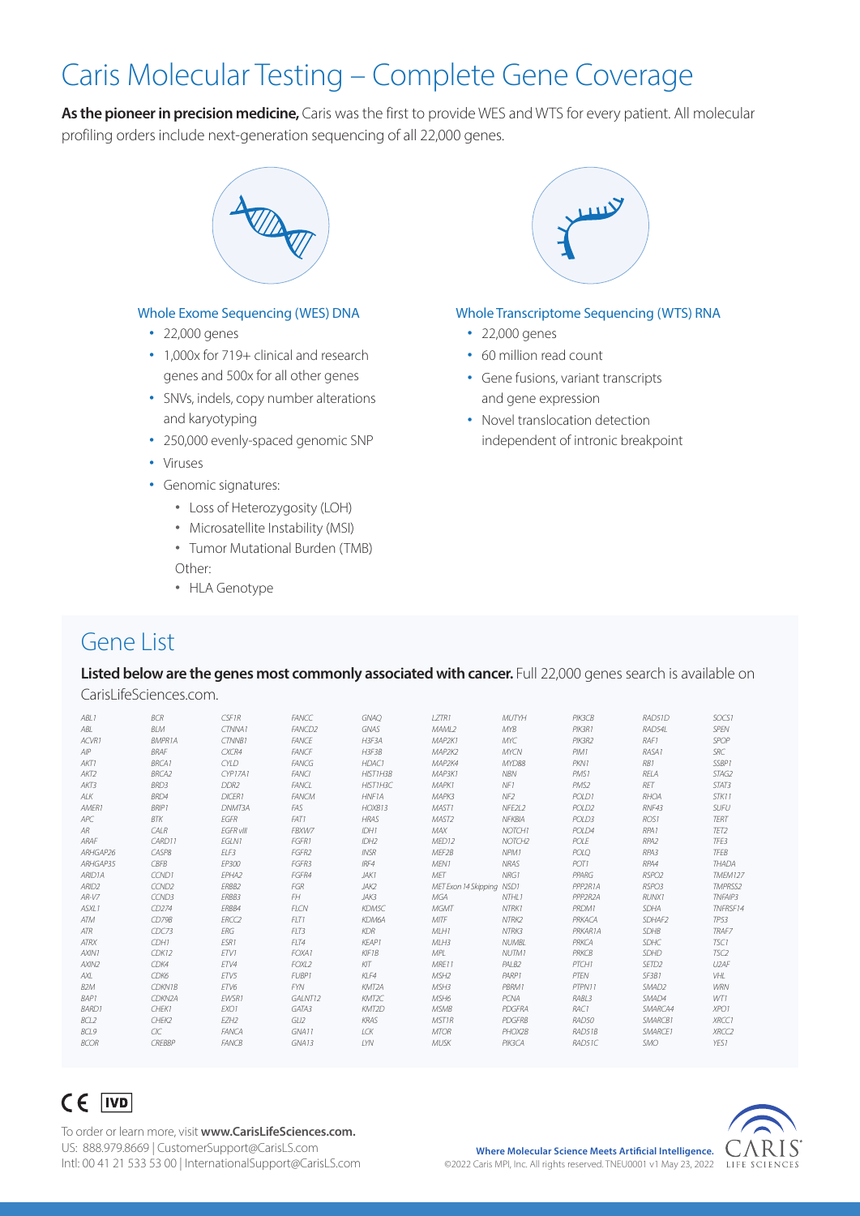# Caris Molecular Testing – Complete Gene Coverage

**As the pioneer in precision medicine,** Caris was the first to provide WES and WTS for every patient. All molecular profiling orders include next-generation sequencing of all 22,000 genes.

### Whole Exome Sequencing (WES) DNA

- 22,000 genes
- 1,000x for 719+ clinical and research genes and 500x for all other genes
- SNVs, indels, copy number alterations and karyotyping
- 250,000 evenly-spaced genomic SNP
- Viruses
- Genomic signatures:
  - Loss of Heterozygosity (LOH)
  - Microsatellite Instability (MSI)
  - Tumor Mutational Burden (TMB)

  Other:
  - HLA Genotype

### Whole Transcriptome Sequencing (WTS) RNA

- 22,000 genes
- 60 million read count
- Gene fusions, variant transcripts and gene expression
- Novel translocation detection independent of intronic breakpoint

## Gene List

**Listed below are the genes most commonly associated with cancer.** Full 22,000 genes search is available on CarisLifeSciences.com.

| | | | | | | | | | |
|---|---|---|---|---|---|---|---|---|---|
| *ABL1* | *BCR* | *CSF1R* | *FANCC* | *GNAQ* | *LZTR1* | *MUTYH* | *PIK3CB* | *RAD51D* | *SOCS1* |
| *ABL* | *BLM* | *CTNNA1* | *FANCD2* | *GNAS* | *MAML2* | *MYB* | *PIK3R1* | *RAD54L* | *SPEN* |
| *ACVR1* | *BMPR1A* | *CTNNB1* | *FANCE* | *H3F3A* | *MAP2K1* | *MYC* | *PIK3R2* | *RAF1* | *SPOP* |
| *AIP* | *BRAF* | *CXCR4* | *FANCF* | *H3F3B* | *MAP2K2* | *MYCN* | *PIM1* | *RASA1* | *SRC* |
| *AKT1* | *BRCA1* | *CYLD* | *FANCG* | *HDAC1* | *MAP2K4* | *MYD88* | *PKN1* | *RB1* | *SSBP1* |
| *AKT2* | *BRCA2* | *CYP17A1* | *FANCI* | *HIST1H3B* | *MAP3K1* | *NBN* | *PMS1* | *RELA* | *STAG2* |
| *AKT3* | *BRD3* | *DDR2* | *FANCL* | *HIST1H3C* | *MAPK1* | *NF1* | *PMS2* | *RET* | *STAT3* |
| *ALK* | *BRD4* | *DICER1* | *FANCM* | *HNF1A* | *MAPK3* | *NF2* | *POLD1* | *RHOA* | *STK11* |
| *AMER1* | *BRIP1* | *DNMT3A* | *FAS* | *HOXB13* | *MAST1* | *NFE2L2* | *POLD2* | *RNF43* | *SUFU* |
| *APC* | *BTK* | *EGFR* | *FAT1* | *HRAS* | *MAST2* | *NFKBIA* | *POLD3* | *ROS1* | *TERT* |
| *AR* | *CALR* | *EGFR vIII* | *FBXW7* | *IDH1* | *MAX* | *NOTCH1* | *POLD4* | *RPA1* | *TET2* |
| *ARAF* | *CARD11* | *EGLN1* | *FGFR1* | *IDH2* | *MED12* | *NOTCH2* | *POLE* | *RPA2* | *TFE3* |
| *ARHGAP26* | *CASP8* | *ELF3* | *FGFR2* | *INSR* | *MEF2B* | *NPM1* | *POLQ* | *RPA3* | *TFEB* |
| *ARHGAP35* | *CBFB* | *EP300* | *FGFR3* | *IRF4* | *MEN1* | *NRAS* | *POT1* | *RPA4* | *THADA* |
| *ARID1A* | *CCND1* | *EPHA2* | *FGFR4* | *JAK1* | *MET* | *NRG1* | *PPARG* | *RSPO2* | *TMEM127* |
| *ARID2* | *CCND2* | *ERBB2* | *FGR* | *JAK2* | *MET Exon 14 Skipping* | *NSD1* | *PPP2R1A* | *RSPO3* | *TMPRSS2* |
| *AR-V7* | *CCND3* | *ERBB3* | *FH* | *JAK3* | *MGA* | *NTHL1* | *PPP2R2A* | *RUNX1* | *TNFAIP3* |
| *ASXL1* | *CD274* | *ERBB4* | *FLCN* | *KDM5C* | *MGMT* | *NTRK1* | *PRDM1* | *SDHA* | *TNFRSF14* |
| *ATM* | *CD79B* | *ERCC2* | *FLT1* | *KDM6A* | *MITF* | *NTRK2* | *PRKACA* | *SDHAF2* | *TP53* |
| *ATR* | *CDC73* | *ERG* | *FLT3* | *KDR* | *MLH1* | *NTRK3* | *PRKAR1A* | *SDHB* | *TRAF7* |
| *ATRX* | *CDH1* | *ESR1* | *FLT4* | *KEAP1* | *MLH3* | *NUMBL* | *PRKCA* | *SDHC* | *TSC1* |
| *AXIN1* | *CDK12* | *ETV1* | *FOXA1* | *KIF1B* | *MPL* | *NUTM1* | *PRKCB* | *SDHD* | *TSC2* |
| *AXIN2* | *CDK4* | *ETV4* | *FOXL2* | *KIT* | *MRE11* | *PALB2* | *PTCH1* | *SETD2* | *U2AF* |
| *AXL* | *CDK6* | *ETV5* | *FUBP1* | *KLF4* | *MSH2* | *PARP1* | *PTEN* | *SF3B1* | *VHL* |
| *B2M* | *CDKN1B* | *ETV6* | *FYN* | *KMT2A* | *MSH3* | *PBRM1* | *PTPN11* | *SMAD2* | *WRN* |
| *BAP1* | *CDKN2A* | *EWSR1* | *GALNT12* | *KMT2C* | *MSH6* | *PCNA* | *RABL3* | *SMAD4* | *WT1* |
| *BARD1* | *CHEK1* | *EXO1* | *GATA3* | *KMT2D* | *MSMB* | *PDGFRA* | *RAC1* | *SMARCA4* | *XPO1* |
| *BCL2* | *CHEK2* | *EZH2* | *GLI2* | *KRAS* | *MST1R* | *PDGFRB* | *RAD50* | *SMARCB1* | *XRCC1* |
| *BCL9* | *CIC* | *FANCA* | *GNA11* | *LCK* | *MTOR* | *PHOX2B* | *RAD51B* | *SMARCE1* | *XRCC2* |
| *BCOR* | *CREBBP* | *FANCB* | *GNA13* | *LYN* | *MUSK* | *PIK3CA* | *RAD51C* | *SMO* | *YES1* |

CE IVD

To order or learn more, visit **www.CarisLifeSciences.com.**
US: 888.979.8669 | CustomerSupport@CarisLS.com
Intl: 00 41 21 533 53 00 | InternationalSupport@CarisLS.com

**Where Molecular Science Meets Artificial Intelligence.**
©2022 Caris MPI, Inc. All rights reserved. TNEU0001 v1 May 23, 2022

CARIS® LIFE SCIENCES